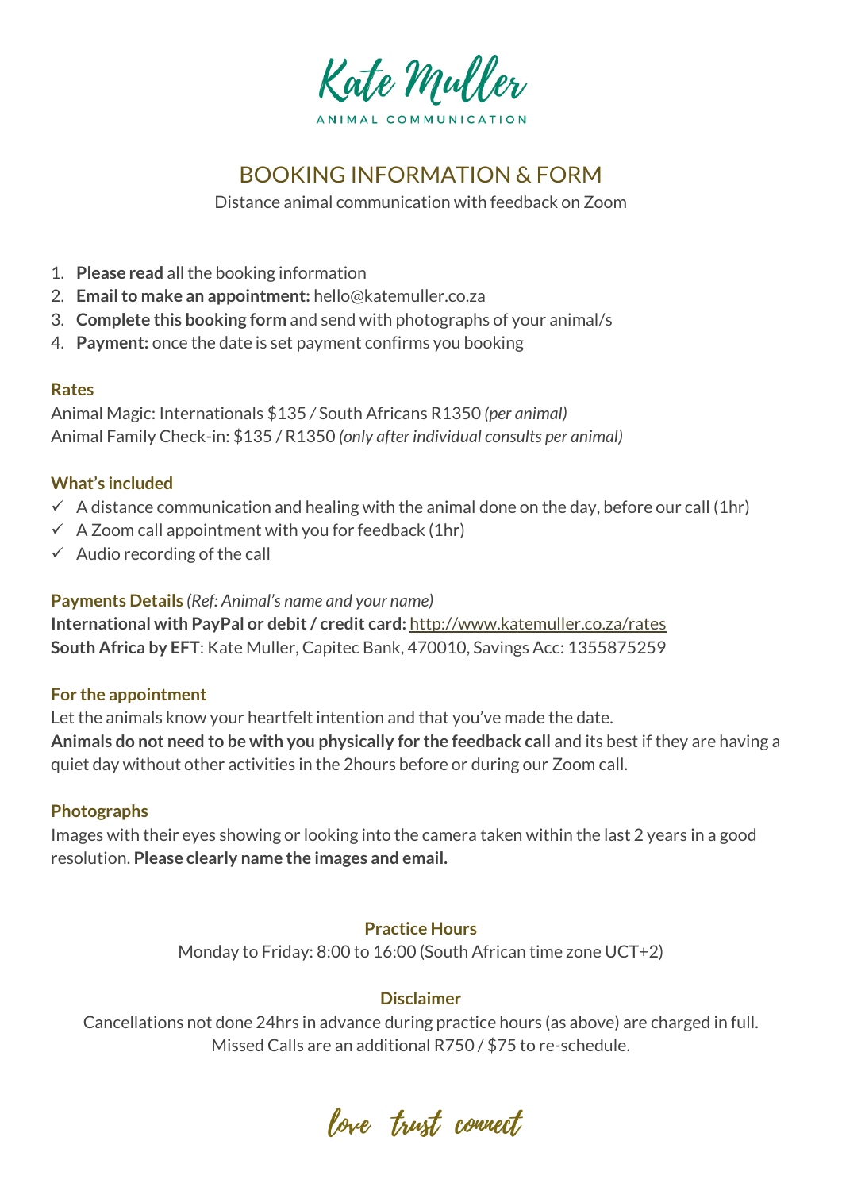# Kate Muller

ANIMAL COMMUNICATION

## BOOKING INFORMATION & FORM

Distance animal communication with feedback on Zoom

1. **Please read** all the booking information
2. **Email to make an appointment:** hello@katemuller.co.za
3. **Complete this booking form** and send with photographs of your animal/s
4. **Payment:** once the date is set payment confirms you booking

### Rates

Animal Magic: Internationals $135 / South Africans R1350 *(per animal)*
Animal Family Check-in: $135 / R1350 *(only after individual consults per animal)*

### What's included

- ✓ A distance communication and healing with the animal done on the day, before our call (1hr)
- ✓ A Zoom call appointment with you for feedback (1hr)
- ✓ Audio recording of the call

### Payments Details *(Ref: Animal's name and your name)*

**International with PayPal or debit / credit card:** http://www.katemuller.co.za/rates
**South Africa by EFT**: Kate Muller, Capitec Bank, 470010, Savings Acc: 1355875259

### For the appointment

Let the animals know your heartfelt intention and that you've made the date.
**Animals do not need to be with you physically for the feedback call** and its best if they are having a quiet day without other activities in the 2hours before or during our Zoom call.

### Photographs

Images with their eyes showing or looking into the camera taken within the last 2 years in a good resolution. **Please clearly name the images and email.**

### Practice Hours

Monday to Friday: 8:00 to 16:00 (South African time zone UCT+2)

### Disclaimer

Cancellations not done 24hrs in advance during practice hours (as above) are charged in full.
Missed Calls are an additional R750 / $75 to re-schedule.

*love trust connect*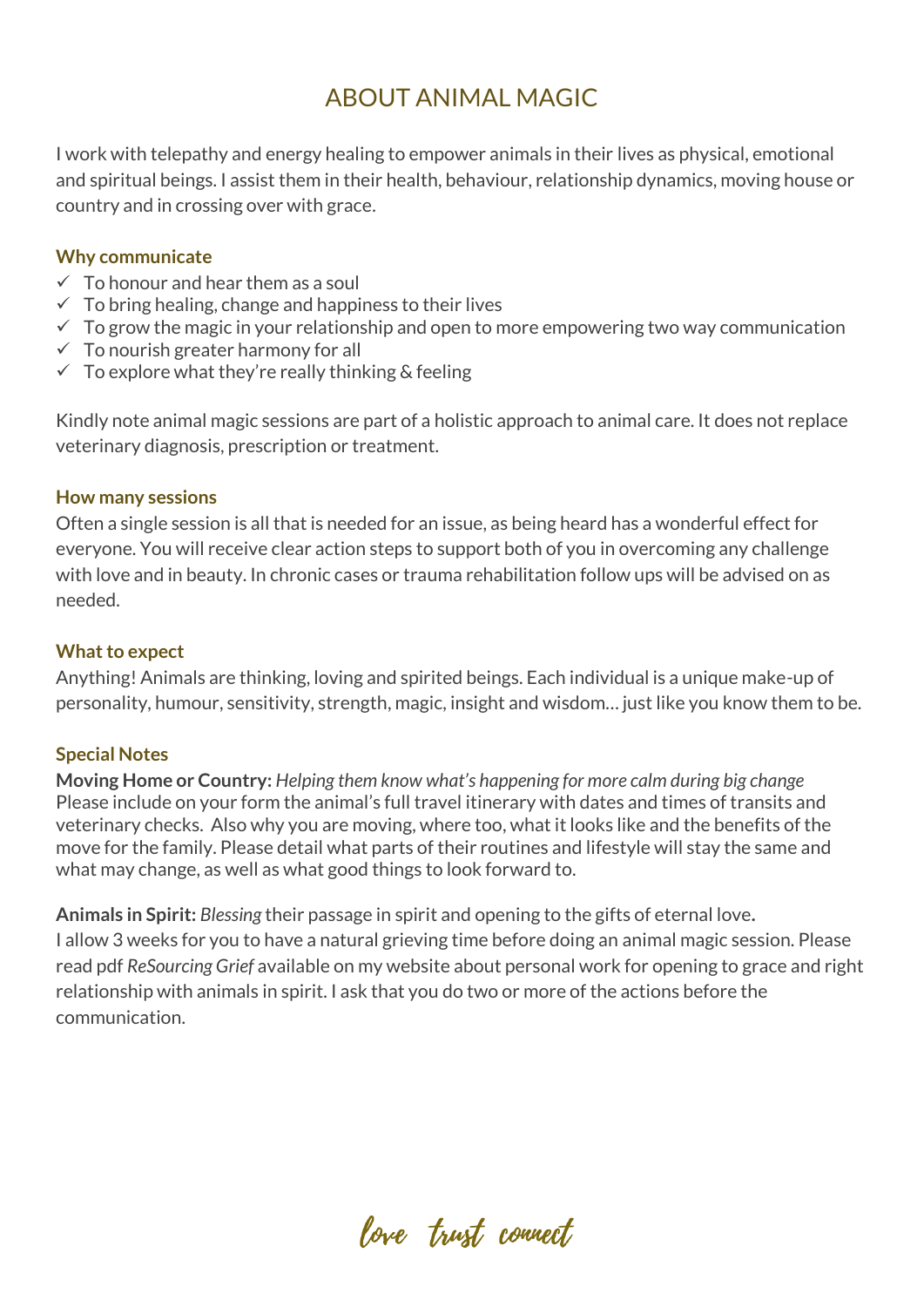# ABOUT ANIMAL MAGIC

I work with telepathy and energy healing to empower animals in their lives as physical, emotional and spiritual beings. I assist them in their health, behaviour, relationship dynamics, moving house or country and in crossing over with grace.

### Why communicate

- ✓ To honour and hear them as a soul
- ✓ To bring healing, change and happiness to their lives
- ✓ To grow the magic in your relationship and open to more empowering two way communication
- ✓ To nourish greater harmony for all
- ✓ To explore what they're really thinking & feeling

Kindly note animal magic sessions are part of a holistic approach to animal care. It does not replace veterinary diagnosis, prescription or treatment.

### How many sessions

Often a single session is all that is needed for an issue, as being heard has a wonderful effect for everyone. You will receive clear action steps to support both of you in overcoming any challenge with love and in beauty. In chronic cases or trauma rehabilitation follow ups will be advised on as needed.

### What to expect

Anything! Animals are thinking, loving and spirited beings. Each individual is a unique make-up of personality, humour, sensitivity, strength, magic, insight and wisdom… just like you know them to be.

### Special Notes

**Moving Home or Country:** *Helping them know what's happening for more calm during big change*
Please include on your form the animal's full travel itinerary with dates and times of transits and veterinary checks. Also why you are moving, where too, what it looks like and the benefits of the move for the family. Please detail what parts of their routines and lifestyle will stay the same and what may change, as well as what good things to look forward to.

**Animals in Spirit:** *Blessing* their passage in spirit and opening to the gifts of eternal love**.**
I allow 3 weeks for you to have a natural grieving time before doing an animal magic session. Please read pdf *ReSourcing Grief* available on my website about personal work for opening to grace and right relationship with animals in spirit. I ask that you do two or more of the actions before the communication.

*love trust connect*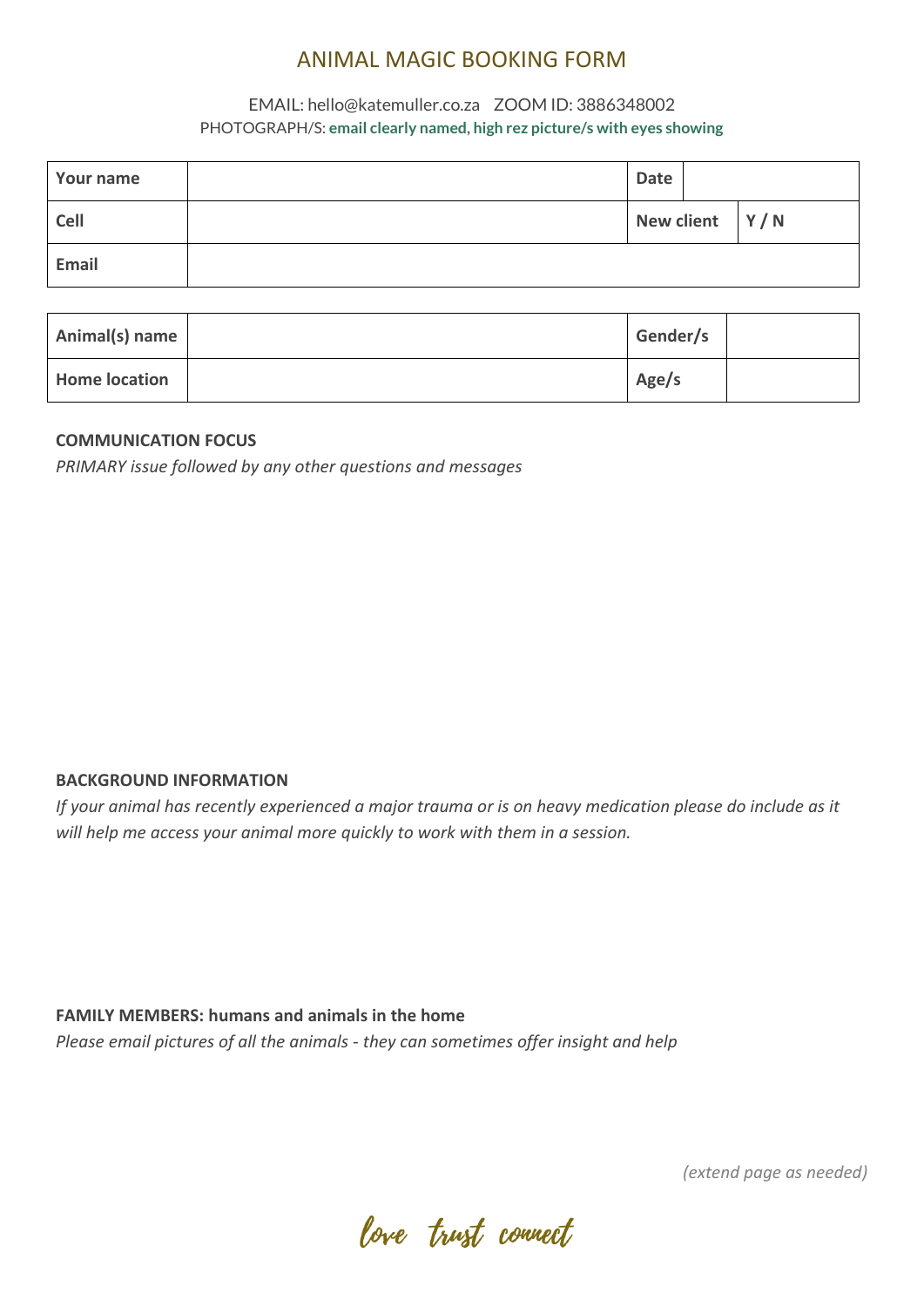# ANIMAL MAGIC BOOKING FORM

EMAIL: hello@katemuller.co.za ZOOM ID: 3886348002
PHOTOGRAPH/S: **email clearly named, high rez picture/s with eyes showing**

| | | | |
|---|---|---|---|
| **Your name** | | **Date** | |
| **Cell** | | **New client** | **Y / N** |
| **Email** | | | |

| | | | |
|---|---|---|---|
| **Animal(s) name** | | **Gender/s** | |
| **Home location** | | **Age/s** | |

**COMMUNICATION FOCUS**

*PRIMARY issue followed by any other questions and messages*

**BACKGROUND INFORMATION**

*If your animal has recently experienced a major trauma or is on heavy medication please do include as it will help me access your animal more quickly to work with them in a session.*

**FAMILY MEMBERS: humans and animals in the home**

*Please email pictures of all the animals - they can sometimes offer insight and help*

*(extend page as needed)*

love trust connect